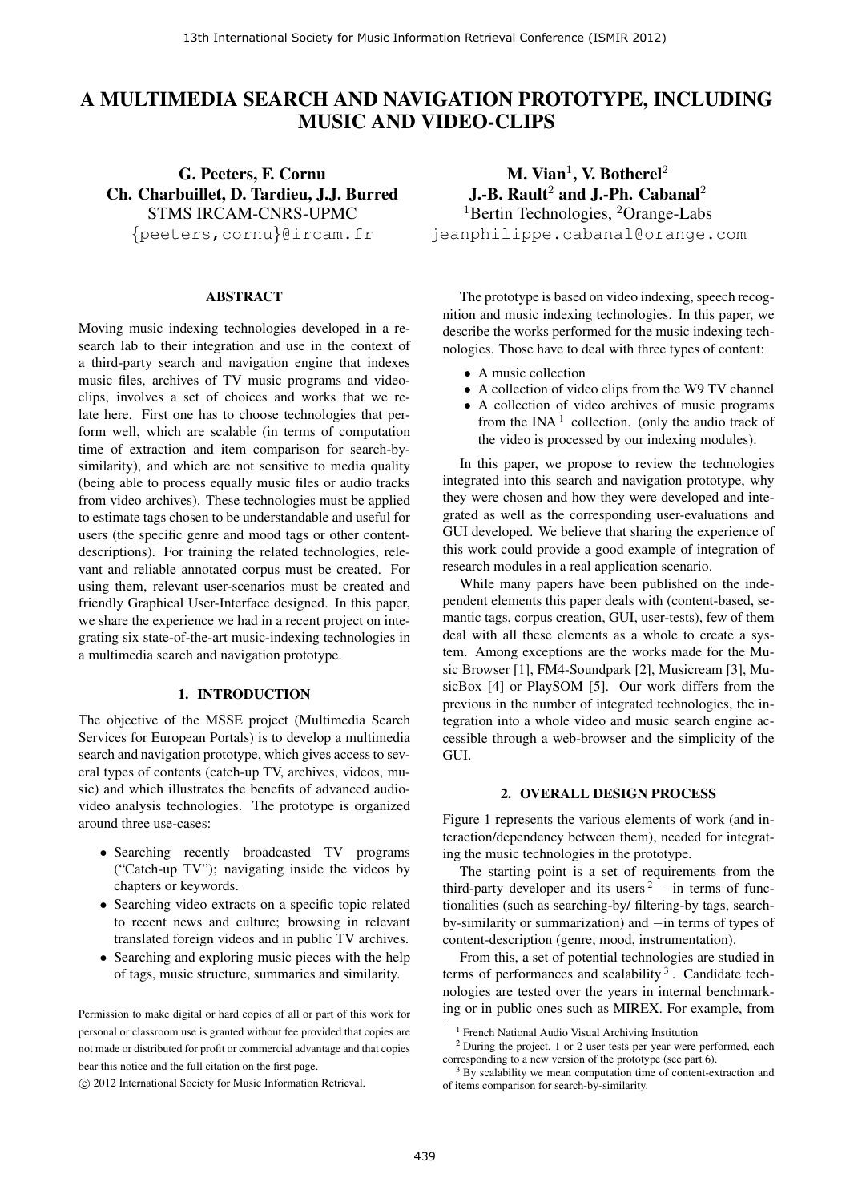# A MULTIMEDIA SEARCH AND NAVIGATION PROTOTYPE, INCLUDING MUSIC AND VIDEO-CLIPS

**G. Peeters, F. Cornu**
**Ch. Charbuillet, D. Tardieu, J.J. Burred**
STMS IRCAM-CNRS-UPMC
{peeters,cornu}@ircam.fr

**M. Vian[1], V. Botherel[2]**
**J.-B. Rault[2] and J.-Ph. Cabanal[2]**
[1]Bertin Technologies, [2]Orange-Labs
jeanphilippe.cabanal@orange.com

## ABSTRACT

Moving music indexing technologies developed in a research lab to their integration and use in the context of a third-party search and navigation engine that indexes music files, archives of TV music programs and video-clips, involves a set of choices and works that we relate here. First one has to choose technologies that perform well, which are scalable (in terms of computation time of extraction and item comparison for search-by-similarity), and which are not sensitive to media quality (being able to process equally music files or audio tracks from video archives). These technologies must be applied to estimate tags chosen to be understandable and useful for users (the specific genre and mood tags or other content-descriptions). For training the related technologies, relevant and reliable annotated corpus must be created. For using them, relevant user-scenarios must be created and friendly Graphical User-Interface designed. In this paper, we share the experience we had in a recent project on integrating six state-of-the-art music-indexing technologies in a multimedia search and navigation prototype.

## 1. INTRODUCTION

The objective of the MSSE project (Multimedia Search Services for European Portals) is to develop a multimedia search and navigation prototype, which gives access to several types of contents (catch-up TV, archives, videos, music) and which illustrates the benefits of advanced audio-video analysis technologies. The prototype is organized around three use-cases:

- Searching recently broadcasted TV programs ("Catch-up TV"); navigating inside the videos by chapters or keywords.
- Searching video extracts on a specific topic related to recent news and culture; browsing in relevant translated foreign videos and in public TV archives.
- Searching and exploring music pieces with the help of tags, music structure, summaries and similarity.

Permission to make digital or hard copies of all or part of this work for personal or classroom use is granted without fee provided that copies are not made or distributed for profit or commercial advantage and that copies bear this notice and the full citation on the first page.

© 2012 International Society for Music Information Retrieval.

The prototype is based on video indexing, speech recognition and music indexing technologies. In this paper, we describe the works performed for the music indexing technologies. Those have to deal with three types of content:

- A music collection
- A collection of video clips from the W9 TV channel
- A collection of video archives of music programs from the INA [1] collection. (only the audio track of the video is processed by our indexing modules).

In this paper, we propose to review the technologies integrated into this search and navigation prototype, why they were chosen and how they were developed and integrated as well as the corresponding user-evaluations and GUI developed. We believe that sharing the experience of this work could provide a good example of integration of research modules in a real application scenario.

While many papers have been published on the independent elements this paper deals with (content-based, semantic tags, corpus creation, GUI, user-tests), few of them deal with all these elements as a whole to create a system. Among exceptions are the works made for the Music Browser [1], FM4-Soundpark [2], Musicream [3], MusicBox [4] or PlaySOM [5]. Our work differs from the previous in the number of integrated technologies, the integration into a whole video and music search engine accessible through a web-browser and the simplicity of the GUI.

## 2. OVERALL DESIGN PROCESS

Figure 1 represents the various elements of work (and interaction/dependency between them), needed for integrating the music technologies in the prototype.

The starting point is a set of requirements from the third-party developer and its users [2] −in terms of functionalities (such as searching-by/ filtering-by tags, search-by-similarity or summarization) and −in terms of types of content-description (genre, mood, instrumentation).

From this, a set of potential technologies are studied in terms of performances and scalability [3]. Candidate technologies are tested over the years in internal benchmarking or in public ones such as MIREX. For example, from

[1] French National Audio Visual Archiving Institution

[2] During the project, 1 or 2 user tests per year were performed, each corresponding to a new version of the prototype (see part 6).

[3] By scalability we mean computation time of content-extraction and of items comparison for search-by-similarity.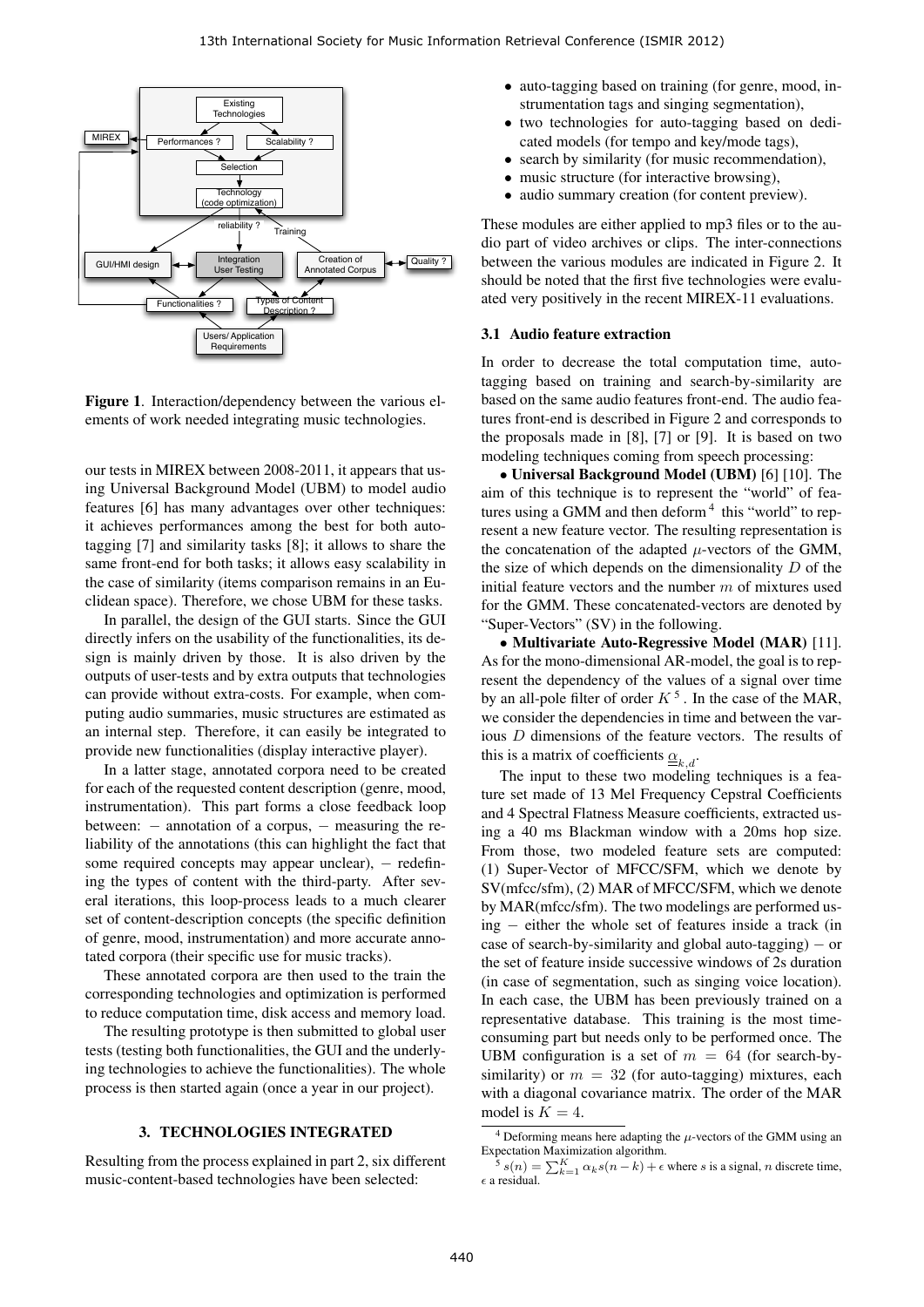Existing Technologies

MIREX

Performances ?

Scalability ?

Selection

Technology (code optimization)

reliability ?

Training

GUI/HMI design

Integration User Testing

Creation of Annotated Corpus

Quality ?

Functionalities ?

Types of Content Description ?

Users/ Application Requirements

**Figure 1**. Interaction/dependency between the various elements of work needed integrating music technologies.

our tests in MIREX between 2008-2011, it appears that using Universal Background Model (UBM) to model audio features [6] has many advantages over other techniques: it achieves performances among the best for both auto-tagging [7] and similarity tasks [8]; it allows to share the same front-end for both tasks; it allows easy scalability in the case of similarity (items comparison remains in an Euclidean space). Therefore, we chose UBM for these tasks.

In parallel, the design of the GUI starts. Since the GUI directly infers on the usability of the functionalities, its design is mainly driven by those. It is also driven by the outputs of user-tests and by extra outputs that technologies can provide without extra-costs. For example, when computing audio summaries, music structures are estimated as an internal step. Therefore, it can easily be integrated to provide new functionalities (display interactive player).

In a latter stage, annotated corpora need to be created for each of the requested content description (genre, mood, instrumentation). This part forms a close feedback loop between: − annotation of a corpus, − measuring the reliability of the annotations (this can highlight the fact that some required concepts may appear unclear), − redefining the types of content with the third-party. After several iterations, this loop-process leads to a much clearer set of content-description concepts (the specific definition of genre, mood, instrumentation) and more accurate annotated corpora (their specific use for music tracks).

These annotated corpora are then used to the train the corresponding technologies and optimization is performed to reduce computation time, disk access and memory load.

The resulting prototype is then submitted to global user tests (testing both functionalities, the GUI and the underlying technologies to achieve the functionalities). The whole process is then started again (once a year in our project).

## 3. TECHNOLOGIES INTEGRATED

Resulting from the process explained in part 2, six different music-content-based technologies have been selected:

- auto-tagging based on training (for genre, mood, instrumentation tags and singing segmentation),
- two technologies for auto-tagging based on dedicated models (for tempo and key/mode tags),
- search by similarity (for music recommendation),
- music structure (for interactive browsing),
- audio summary creation (for content preview).

These modules are either applied to mp3 files or to the audio part of video archives or clips. The inter-connections between the various modules are indicated in Figure 2. It should be noted that the first five technologies were evaluated very positively in the recent MIREX-11 evaluations.

### 3.1 Audio feature extraction

In order to decrease the total computation time, auto-tagging based on training and search-by-similarity are based on the same audio features front-end. The audio features front-end is described in Figure 2 and corresponds to the proposals made in [8], [7] or [9]. It is based on two modeling techniques coming from speech processing:

• **Universal Background Model (UBM)** [6] [10]. The aim of this technique is to represent the "world" of features using a GMM and then deform [4] this "world" to represent a new feature vector. The resulting representation is the concatenation of the adapted $\mu$-vectors of the GMM, the size of which depends on the dimensionality $D$ of the initial feature vectors and the number $m$ of mixtures used for the GMM. These concatenated-vectors are denoted by "Super-Vectors" (SV) in the following.

• **Multivariate Auto-Regressive Model (MAR)** [11]. As for the mono-dimensional AR-model, the goal is to represent the dependency of the values of a signal over time by an all-pole filter of order $K$ [5]. In the case of the MAR, we consider the dependencies in time and between the various $D$ dimensions of the feature vectors. The results of this is a matrix of coefficients $\underline{\underline{\alpha}}_{k,d}$.

The input to these two modeling techniques is a feature set made of 13 Mel Frequency Cepstral Coefficients and 4 Spectral Flatness Measure coefficients, extracted using a 40 ms Blackman window with a 20ms hop size. From those, two modeled feature sets are computed: (1) Super-Vector of MFCC/SFM, which we denote by SV(mfcc/sfm), (2) MAR of MFCC/SFM, which we denote by MAR(mfcc/sfm). The two modelings are performed using − either the whole set of features inside a track (in case of search-by-similarity and global auto-tagging) − or the set of feature inside successive windows of 2s duration (in case of segmentation, such as singing voice location). In each case, the UBM has been previously trained on a representative database. This training is the most time-consuming part but needs only to be performed once. The UBM configuration is a set of $m = 64$ (for search-by-similarity) or $m = 32$ (for auto-tagging) mixtures, each with a diagonal covariance matrix. The order of the MAR model is $K = 4$.

[4] Deforming means here adapting the $\mu$-vectors of the GMM using an Expectation Maximization algorithm.

[5] $s(n) = \sum_{k=1}^{K} \alpha_k s(n-k) + \epsilon$ where $s$ is a signal, $n$ discrete time, $\epsilon$ a residual.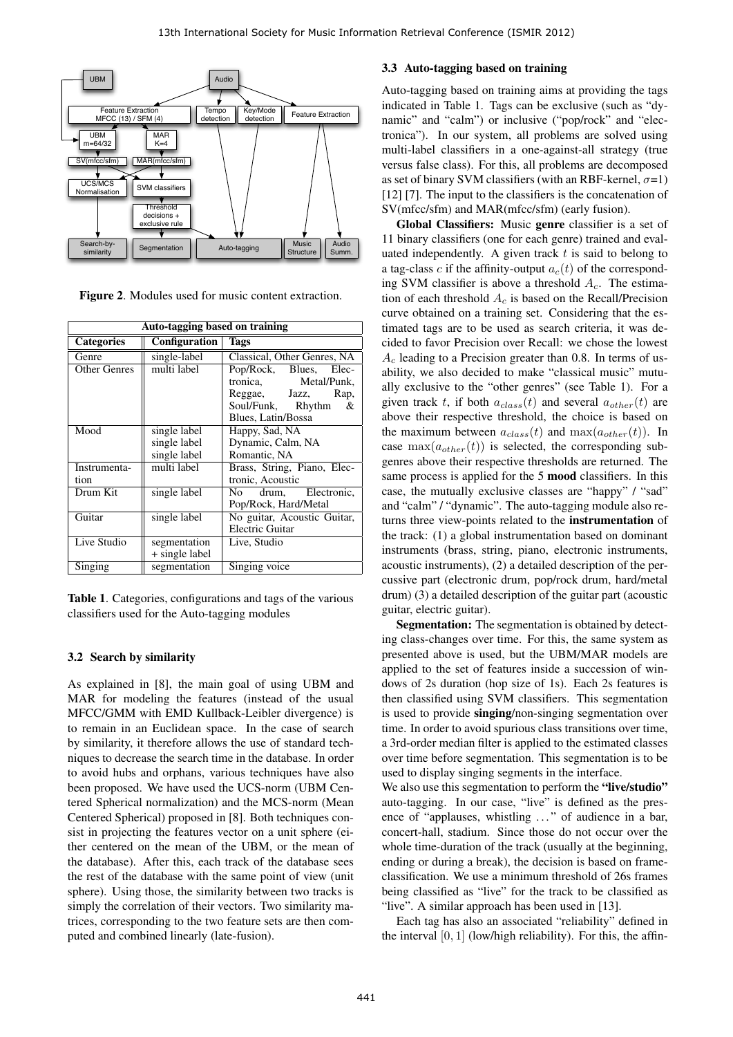UBM

Audio

Feature Extraction
MFCC (13) / SFM (4)

Tempo detection

Key/Mode detection

Feature Extraction

UBM
m=64/32

MAR
K=4

SV(mfcc/sfm)

MAR(mfcc/sfm)

UCS/MCS Normalisation

SVM classifiers

Threshold decisions + exclusive rule

Search-by-similarity

Segmentation

Auto-tagging

Music Structure

Audio Summ.

**Figure 2**. Modules used for music content extraction.

| Auto-tagging based on training | | |
|---|---|---|
| **Categories** | **Configuration** | **Tags** |
| Genre | single-label | Classical, Other Genres, NA |
| Other Genres | multi label | Pop/Rock, Blues, Electronica, Metal/Punk, Reggae, Jazz, Rap, Soul/Funk, Rhythm & Blues, Latin/Bossa |
| Mood | single label<br>single label<br>single label | Happy, Sad, NA<br>Dynamic, Calm, NA<br>Romantic, NA |
| Instrumentation | multi label | Brass, String, Piano, Electronic, Acoustic |
| Drum Kit | single label | No drum, Electronic, Pop/Rock, Hard/Metal |
| Guitar | single label | No guitar, Acoustic Guitar, Electric Guitar |
| Live Studio | segmentation + single label | Live, Studio |
| Singing | segmentation | Singing voice |

**Table 1**. Categories, configurations and tags of the various classifiers used for the Auto-tagging modules

### 3.2 Search by similarity

As explained in [8], the main goal of using UBM and MAR for modeling the features (instead of the usual MFCC/GMM with EMD Kullback-Leibler divergence) is to remain in an Euclidean space. In the case of search by similarity, it therefore allows the use of standard techniques to decrease the search time in the database. In order to avoid hubs and orphans, various techniques have also been proposed. We have used the UCS-norm (UBM Centered Spherical normalization) and the MCS-norm (Mean Centered Spherical) proposed in [8]. Both techniques consist in projecting the features vector on a unit sphere (either centered on the mean of the UBM, or the mean of the database). After this, each track of the database sees the rest of the database with the same point of view (unit sphere). Using those, the similarity between two tracks is simply the correlation of their vectors. Two similarity matrices, corresponding to the two feature sets are then computed and combined linearly (late-fusion).

### 3.3 Auto-tagging based on training

Auto-tagging based on training aims at providing the tags indicated in Table 1. Tags can be exclusive (such as "dynamic" and "calm") or inclusive ("pop/rock" and "electronica"). In our system, all problems are solved using multi-label classifiers in a one-against-all strategy (true versus false class). For this, all problems are decomposed as set of binary SVM classifiers (with an RBF-kernel, $\sigma$=1) [12] [7]. The input to the classifiers is the concatenation of SV(mfcc/sfm) and MAR(mfcc/sfm) (early fusion).

**Global Classifiers:** Music **genre** classifier is a set of 11 binary classifiers (one for each genre) trained and evaluated independently. A given track $t$ is said to belong to a tag-class $c$ if the affinity-output $a_c(t)$ of the corresponding SVM classifier is above a threshold $A_c$. The estimation of each threshold $A_c$ is based on the Recall/Precision curve obtained on a training set. Considering that the estimated tags are to be used as search criteria, it was decided to favor Precision over Recall: we chose the lowest $A_c$ leading to a Precision greater than 0.8. In terms of usability, we also decided to make "classical music" mutually exclusive to the "other genres" (see Table 1). For a given track $t$, if both $a_{class}(t)$ and several $a_{other}(t)$ are above their respective threshold, the choice is based on the maximum between $a_{class}(t)$ and $\max(a_{other}(t))$. In case $\max(a_{other}(t))$ is selected, the corresponding subgenres above their respective thresholds are returned. The same process is applied for the 5 **mood** classifiers. In this case, the mutually exclusive classes are "happy" / "sad" and "calm" / "dynamic". The auto-tagging module also returns three view-points related to the **instrumentation** of the track: (1) a global instrumentation based on dominant instruments (brass, string, piano, electronic instruments, acoustic instruments), (2) a detailed description of the percussive part (electronic drum, pop/rock drum, hard/metal drum) (3) a detailed description of the guitar part (acoustic guitar, electric guitar).

**Segmentation:** The segmentation is obtained by detecting class-changes over time. For this, the same system as presented above is used, but the UBM/MAR models are applied to the set of features inside a succession of windows of 2s duration (hop size of 1s). Each 2s features is then classified using SVM classifiers. This segmentation is used to provide **singing**/non-singing segmentation over time. In order to avoid spurious class transitions over time, a 3rd-order median filter is applied to the estimated classes over time before segmentation. This segmentation is to be used to display singing segments in the interface.
We also use this segmentation to perform the **"live/studio"** auto-tagging. In our case, "live" is defined as the presence of "applauses, whistling ..." of audience in a bar, concert-hall, stadium. Since those do not occur over the whole time-duration of the track (usually at the beginning, ending or during a break), the decision is based on frame-classification. We use a minimum threshold of 26s frames being classified as "live" for the track to be classified as "live". A similar approach has been used in [13].

Each tag has also an associated "reliability" defined in the interval $[0, 1]$ (low/high reliability). For this, the affin-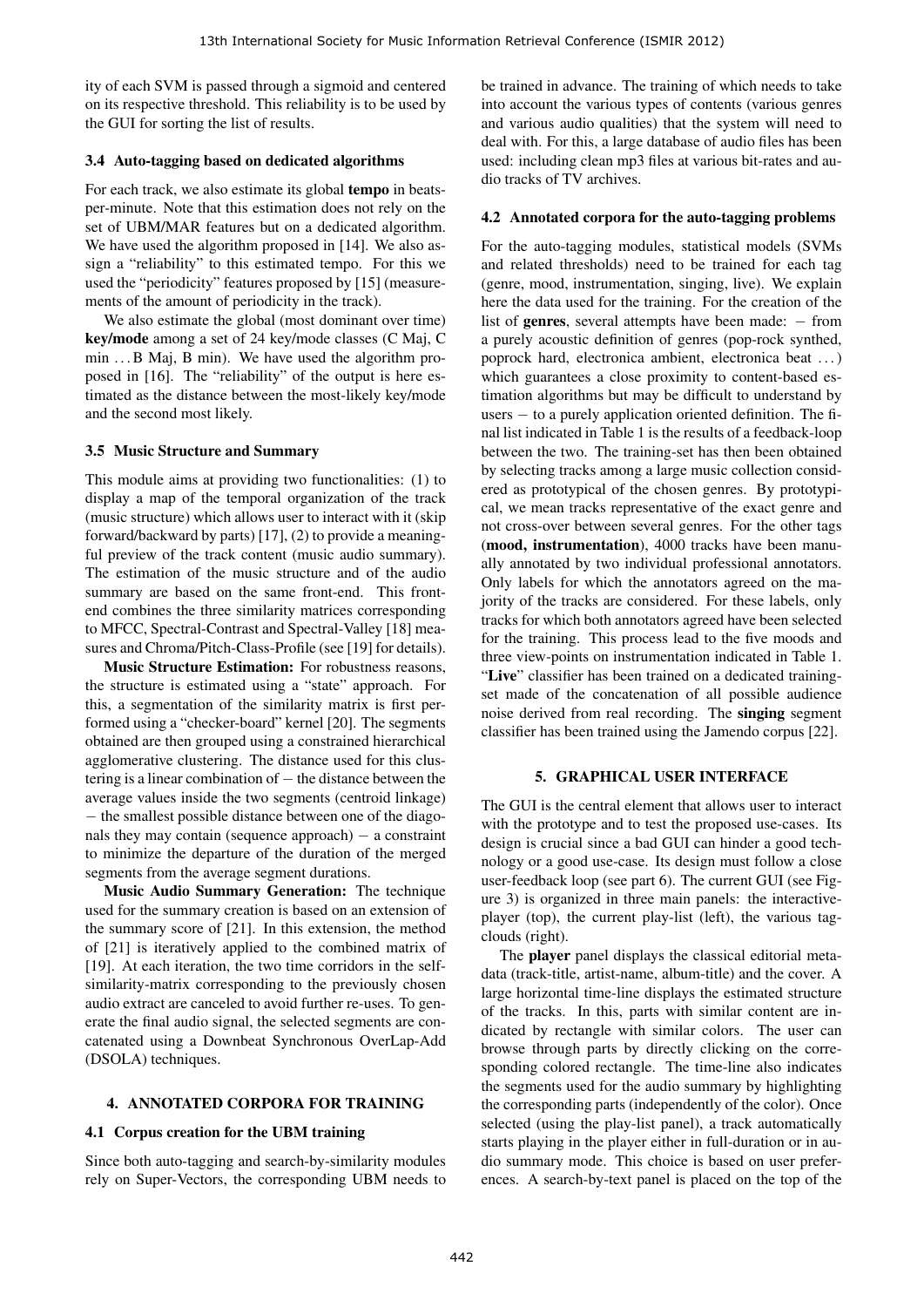ity of each SVM is passed through a sigmoid and centered on its respective threshold. This reliability is to be used by the GUI for sorting the list of results.

### 3.4 Auto-tagging based on dedicated algorithms

For each track, we also estimate its global **tempo** in beats-per-minute. Note that this estimation does not rely on the set of UBM/MAR features but on a dedicated algorithm. We have used the algorithm proposed in [14]. We also assign a "reliability" to this estimated tempo. For this we used the "periodicity" features proposed by [15] (measurements of the amount of periodicity in the track).

We also estimate the global (most dominant over time) **key/mode** among a set of 24 key/mode classes (C Maj, C min ... B Maj, B min). We have used the algorithm proposed in [16]. The "reliability" of the output is here estimated as the distance between the most-likely key/mode and the second most likely.

### 3.5 Music Structure and Summary

This module aims at providing two functionalities: (1) to display a map of the temporal organization of the track (music structure) which allows user to interact with it (skip forward/backward by parts) [17], (2) to provide a meaningful preview of the track content (music audio summary). The estimation of the music structure and of the audio summary are based on the same front-end. This front-end combines the three similarity matrices corresponding to MFCC, Spectral-Contrast and Spectral-Valley [18] measures and Chroma/Pitch-Class-Profile (see [19] for details).

**Music Structure Estimation:** For robustness reasons, the structure is estimated using a "state" approach. For this, a segmentation of the similarity matrix is first performed using a "checker-board" kernel [20]. The segments obtained are then grouped using a constrained hierarchical agglomerative clustering. The distance used for this clustering is a linear combination of − the distance between the average values inside the two segments (centroid linkage) − the smallest possible distance between one of the diagonals they may contain (sequence approach) − a constraint to minimize the departure of the duration of the merged segments from the average segment durations.

**Music Audio Summary Generation:** The technique used for the summary creation is based on an extension of the summary score of [21]. In this extension, the method of [21] is iteratively applied to the combined matrix of [19]. At each iteration, the two time corridors in the self-similarity-matrix corresponding to the previously chosen audio extract are canceled to avoid further re-uses. To generate the final audio signal, the selected segments are concatenated using a Downbeat Synchronous OverLap-Add (DSOLA) techniques.

## 4. ANNOTATED CORPORA FOR TRAINING

### 4.1 Corpus creation for the UBM training

Since both auto-tagging and search-by-similarity modules rely on Super-Vectors, the corresponding UBM needs to be trained in advance. The training of which needs to take into account the various types of contents (various genres and various audio qualities) that the system will need to deal with. For this, a large database of audio files has been used: including clean mp3 files at various bit-rates and audio tracks of TV archives.

### 4.2 Annotated corpora for the auto-tagging problems

For the auto-tagging modules, statistical models (SVMs and related thresholds) need to be trained for each tag (genre, mood, instrumentation, singing, live). We explain here the data used for the training. For the creation of the list of **genres**, several attempts have been made: − from a purely acoustic definition of genres (pop-rock synthed, poprock hard, electronica ambient, electronica beat ...) which guarantees a close proximity to content-based estimation algorithms but may be difficult to understand by users − to a purely application oriented definition. The final list indicated in Table 1 is the results of a feedback-loop between the two. The training-set has then been obtained by selecting tracks among a large music collection considered as prototypical of the chosen genres. By prototypical, we mean tracks representative of the exact genre and not cross-over between several genres. For the other tags (**mood, instrumentation**), 4000 tracks have been manually annotated by two individual professional annotators. Only labels for which the annotators agreed on the majority of the tracks are considered. For these labels, only tracks for which both annotators agreed have been selected for the training. This process lead to the five moods and three view-points on instrumentation indicated in Table 1. "**Live**" classifier has been trained on a dedicated training-set made of the concatenation of all possible audience noise derived from real recording. The **singing** segment classifier has been trained using the Jamendo corpus [22].

## 5. GRAPHICAL USER INTERFACE

The GUI is the central element that allows user to interact with the prototype and to test the proposed use-cases. Its design is crucial since a bad GUI can hinder a good technology or a good use-case. Its design must follow a close user-feedback loop (see part 6). The current GUI (see Figure 3) is organized in three main panels: the interactive-player (top), the current play-list (left), the various tag-clouds (right).

The **player** panel displays the classical editorial metadata (track-title, artist-name, album-title) and the cover. A large horizontal time-line displays the estimated structure of the tracks. In this, parts with similar content are indicated by rectangle with similar colors. The user can browse through parts by directly clicking on the corresponding colored rectangle. The time-line also indicates the segments used for the audio summary by highlighting the corresponding parts (independently of the color). Once selected (using the play-list panel), a track automatically starts playing in the player either in full-duration or in audio summary mode. This choice is based on user preferences. A search-by-text panel is placed on the top of the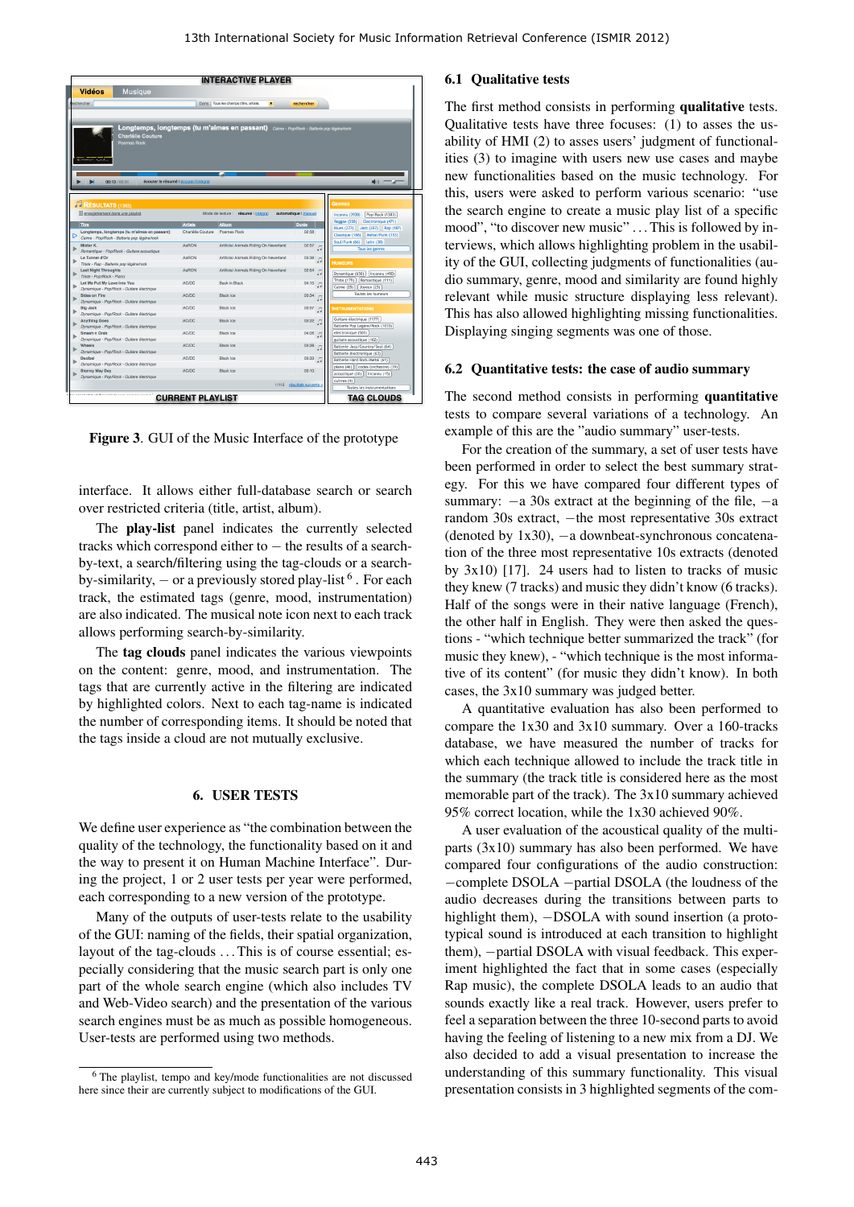**Figure 3**. GUI of the Music Interface of the prototype

interface. It allows either full-database search or search over restricted criteria (title, artist, album).

The **play-list** panel indicates the currently selected tracks which correspond either to – the results of a search-by-text, a search/filtering using the tag-clouds or a search-by-similarity, – or a previously stored play-list [6]. For each track, the estimated tags (genre, mood, instrumentation) are also indicated. The musical note icon next to each track allows performing search-by-similarity.

The **tag clouds** panel indicates the various viewpoints on the content: genre, mood, and instrumentation. The tags that are currently active in the filtering are indicated by highlighted colors. Next to each tag-name is indicated the number of corresponding items. It should be noted that the tags inside a cloud are not mutually exclusive.

## 6. USER TESTS

We define user experience as "the combination between the quality of the technology, the functionality based on it and the way to present it on Human Machine Interface". During the project, 1 or 2 user tests per year were performed, each corresponding to a new version of the prototype.

Many of the outputs of user-tests relate to the usability of the GUI: naming of the fields, their spatial organization, layout of the tag-clouds ...This is of course essential; especially considering that the music search part is only one part of the whole search engine (which also includes TV and Web-Video search) and the presentation of the various search engines must be as much as possible homogeneous. User-tests are performed using two methods.

[6] The playlist, tempo and key/mode functionalities are not discussed here since their are currently subject to modifications of the GUI.

### 6.1 Qualitative tests

The first method consists in performing **qualitative** tests. Qualitative tests have three focuses: (1) to asses the usability of HMI (2) to asses users' judgment of functionalities (3) to imagine with users new use cases and maybe new functionalities based on the music technology. For this, users were asked to perform various scenario: "use the search engine to create a music play list of a specific mood", "to discover new music" ... This is followed by interviews, which allows highlighting problem in the usability of the GUI, collecting judgments of functionalities (audio summary, genre, mood and similarity are found highly relevant while music structure displaying less relevant). This has also allowed highlighting missing functionalities. Displaying singing segments was one of those.

### 6.2 Quantitative tests: the case of audio summary

The second method consists in performing **quantitative** tests to compare several variations of a technology. An example of this are the "audio summary" user-tests.

For the creation of the summary, a set of user tests have been performed in order to select the best summary strategy. For this we have compared four different types of summary: –a 30s extract at the beginning of the file, –a random 30s extract, –the most representative 30s extract (denoted by 1x30), –a downbeat-synchronous concatenation of the three most representative 10s extracts (denoted by 3x10) [17]. 24 users had to listen to tracks of music they knew (7 tracks) and music they didn't know (6 tracks). Half of the songs were in their native language (French), the other half in English. They were then asked the questions - "which technique better summarized the track" (for music they knew), - "which technique is the most informative of its content" (for music they didn't know). In both cases, the 3x10 summary was judged better.

A quantitative evaluation has also been performed to compare the 1x30 and 3x10 summary. Over a 160-tracks database, we have measured the number of tracks for which each technique allowed to include the track title in the summary (the track title is considered here as the most memorable part of the track). The 3x10 summary achieved 95% correct location, while the 1x30 achieved 90%.

A user evaluation of the acoustical quality of the multi-parts (3x10) summary has also been performed. We have compared four configurations of the audio construction: –complete DSOLA –partial DSOLA (the loudness of the audio decreases during the transitions between parts to highlight them), –DSOLA with sound insertion (a prototypical sound is introduced at each transition to highlight them), –partial DSOLA with visual feedback. This experiment highlighted the fact that in some cases (especially Rap music), the complete DSOLA leads to an audio that sounds exactly like a real track. However, users prefer to feel a separation between the three 10-second parts to avoid having the feeling of listening to a new mix from a DJ. We also decided to add a visual presentation to increase the understanding of this summary functionality. This visual presentation consists in 3 highlighted segments of the com-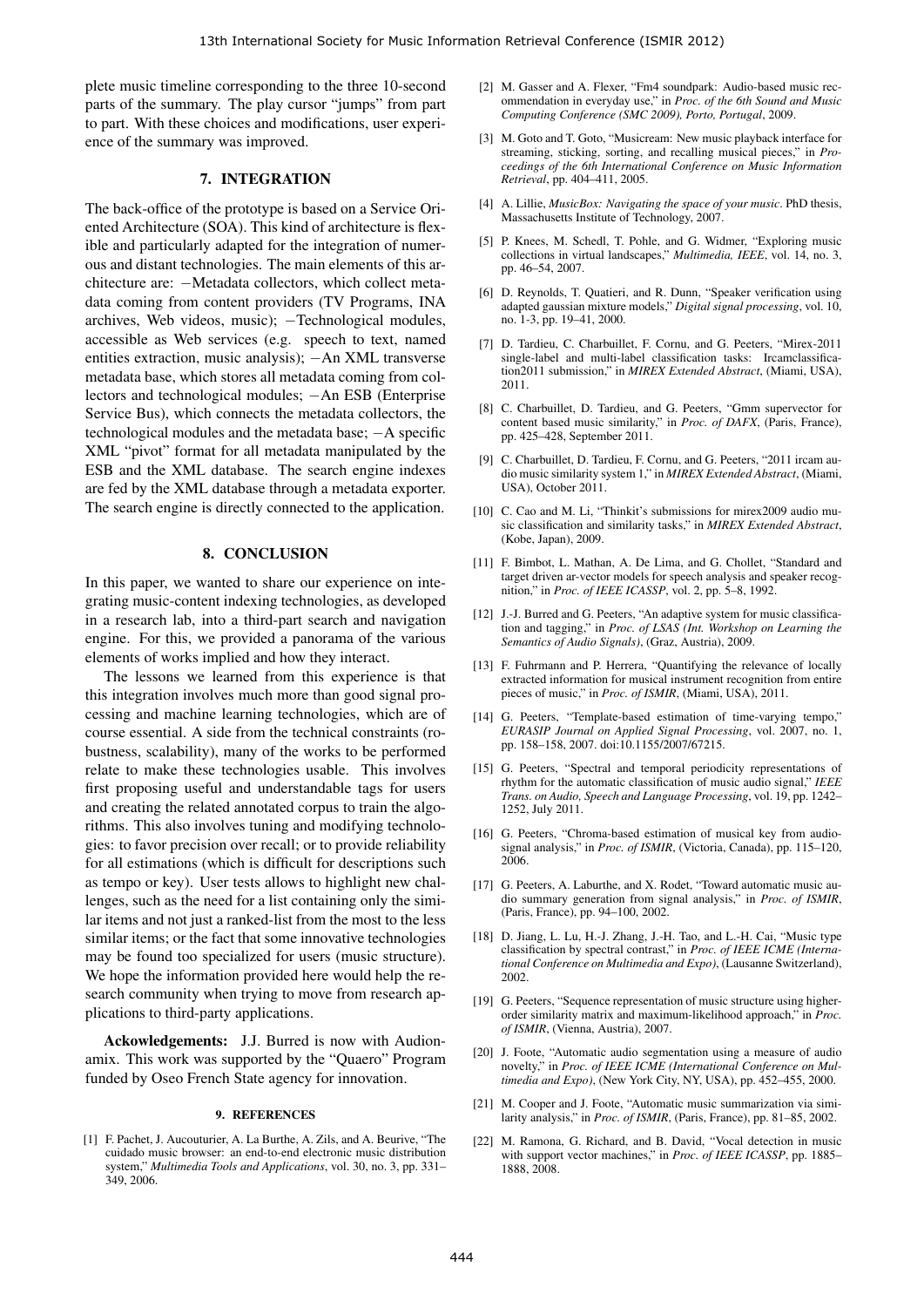plete music timeline corresponding to the three 10-second parts of the summary. The play cursor "jumps" from part to part. With these choices and modifications, user experience of the summary was improved.

## 7. INTEGRATION

The back-office of the prototype is based on a Service Oriented Architecture (SOA). This kind of architecture is flexible and particularly adapted for the integration of numerous and distant technologies. The main elements of this architecture are: −Metadata collectors, which collect metadata coming from content providers (TV Programs, INA archives, Web videos, music); −Technological modules, accessible as Web services (e.g. speech to text, named entities extraction, music analysis); −An XML transverse metadata base, which stores all metadata coming from collectors and technological modules; −An ESB (Enterprise Service Bus), which connects the metadata collectors, the technological modules and the metadata base; −A specific XML "pivot" format for all metadata manipulated by the ESB and the XML database. The search engine indexes are fed by the XML database through a metadata exporter. The search engine is directly connected to the application.

## 8. CONCLUSION

In this paper, we wanted to share our experience on integrating music-content indexing technologies, as developed in a research lab, into a third-part search and navigation engine. For this, we provided a panorama of the various elements of works implied and how they interact.

The lessons we learned from this experience is that this integration involves much more than good signal processing and machine learning technologies, which are of course essential. A side from the technical constraints (robustness, scalability), many of the works to be performed relate to make these technologies usable. This involves first proposing useful and understandable tags for users and creating the related annotated corpus to train the algorithms. This also involves tuning and modifying technologies: to favor precision over recall; or to provide reliability for all estimations (which is difficult for descriptions such as tempo or key). User tests allows to highlight new challenges, such as the need for a list containing only the similar items and not just a ranked-list from the most to the less similar items; or the fact that some innovative technologies may be found too specialized for users (music structure). We hope the information provided here would help the research community when trying to move from research applications to third-party applications.

**Ackowledgements:** J.J. Burred is now with Audionamix. This work was supported by the "Quaero" Program funded by Oseo French State agency for innovation.

## 9. REFERENCES

[1] F. Pachet, J. Aucouturier, A. La Burthe, A. Zils, and A. Beurive, "The cuidado music browser: an end-to-end electronic music distribution system," *Multimedia Tools and Applications*, vol. 30, no. 3, pp. 331–349, 2006.

[2] M. Gasser and A. Flexer, "Fm4 soundpark: Audio-based music recommendation in everyday use," in *Proc. of the 6th Sound and Music Computing Conference (SMC 2009), Porto, Portugal*, 2009.

[3] M. Goto and T. Goto, "Musicream: New music playback interface for streaming, sticking, sorting, and recalling musical pieces," in *Proceedings of the 6th International Conference on Music Information Retrieval*, pp. 404–411, 2005.

[4] A. Lillie, *MusicBox: Navigating the space of your music*. PhD thesis, Massachusetts Institute of Technology, 2007.

[5] P. Knees, M. Schedl, T. Pohle, and G. Widmer, "Exploring music collections in virtual landscapes," *Multimedia, IEEE*, vol. 14, no. 3, pp. 46–54, 2007.

[6] D. Reynolds, T. Quatieri, and R. Dunn, "Speaker verification using adapted gaussian mixture models," *Digital signal processing*, vol. 10, no. 1-3, pp. 19–41, 2000.

[7] D. Tardieu, C. Charbuillet, F. Cornu, and G. Peeters, "Mirex-2011 single-label and multi-label classification tasks: Ircamclassification2011 submission," in *MIREX Extended Abstract*, (Miami, USA), 2011.

[8] C. Charbuillet, D. Tardieu, and G. Peeters, "Gmm supervector for content based music similarity," in *Proc. of DAFX*, (Paris, France), pp. 425–428, September 2011.

[9] C. Charbuillet, D. Tardieu, F. Cornu, and G. Peeters, "2011 ircam audio music similarity system 1," in *MIREX Extended Abstract*, (Miami, USA), October 2011.

[10] C. Cao and M. Li, "Thinkit's submissions for mirex2009 audio music classification and similarity tasks," in *MIREX Extended Abstract*, (Kobe, Japan), 2009.

[11] F. Bimbot, L. Mathan, A. De Lima, and G. Chollet, "Standard and target driven ar-vector models for speech analysis and speaker recognition," in *Proc. of IEEE ICASSP*, vol. 2, pp. 5–8, 1992.

[12] J.-J. Burred and G. Peeters, "An adaptive system for music classification and tagging," in *Proc. of LSAS (Int. Workshop on Learning the Semantics of Audio Signals)*, (Graz, Austria), 2009.

[13] F. Fuhrmann and P. Herrera, "Quantifying the relevance of locally extracted information for musical instrument recognition from entire pieces of music," in *Proc. of ISMIR*, (Miami, USA), 2011.

[14] G. Peeters, "Template-based estimation of time-varying tempo," *EURASIP Journal on Applied Signal Processing*, vol. 2007, no. 1, pp. 158–158, 2007. doi:10.1155/2007/67215.

[15] G. Peeters, "Spectral and temporal periodicity representations of rhythm for the automatic classification of music audio signal," *IEEE Trans. on Audio, Speech and Language Processing*, vol. 19, pp. 1242–1252, July 2011.

[16] G. Peeters, "Chroma-based estimation of musical key from audio-signal analysis," in *Proc. of ISMIR*, (Victoria, Canada), pp. 115–120, 2006.

[17] G. Peeters, A. Laburthe, and X. Rodet, "Toward automatic music audio summary generation from signal analysis," in *Proc. of ISMIR*, (Paris, France), pp. 94–100, 2002.

[18] D. Jiang, L. Lu, H.-J. Zhang, J.-H. Tao, and L.-H. Cai, "Music type classification by spectral contrast," in *Proc. of IEEE ICME (International Conference on Multimedia and Expo)*, (Lausanne Switzerland), 2002.

[19] G. Peeters, "Sequence representation of music structure using higher-order similarity matrix and maximum-likelihood approach," in *Proc. of ISMIR*, (Vienna, Austria), 2007.

[20] J. Foote, "Automatic audio segmentation using a measure of audio novelty," in *Proc. of IEEE ICME (International Conference on Multimedia and Expo)*, (New York City, NY, USA), pp. 452–455, 2000.

[21] M. Cooper and J. Foote, "Automatic music summarization via similarity analysis," in *Proc. of ISMIR*, (Paris, France), pp. 81–85, 2002.

[22] M. Ramona, G. Richard, and B. David, "Vocal detection in music with support vector machines," in *Proc. of IEEE ICASSP*, pp. 1885–1888, 2008.